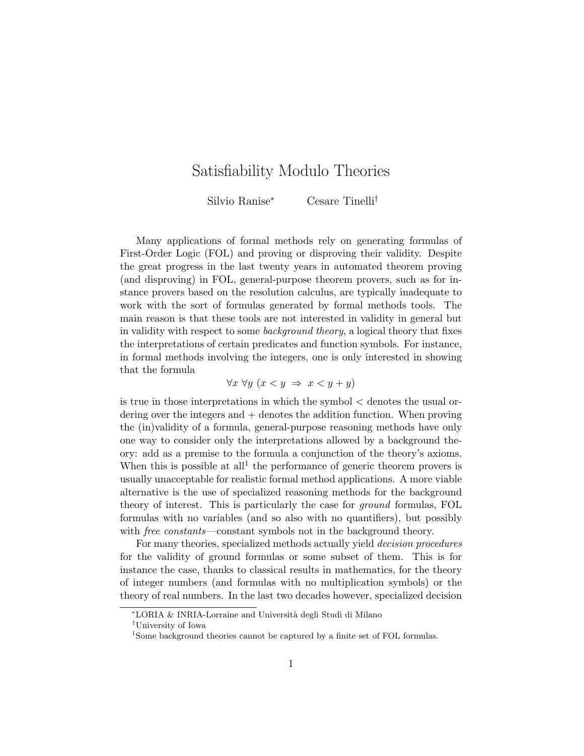# Satisfiability Modulo Theories

Silvio Ranise[*] Cesare Tinelli[†]

Many applications of formal methods rely on generating formulas of First-Order Logic (FOL) and proving or disproving their validity. Despite the great progress in the last twenty years in automated theorem proving (and disproving) in FOL, general-purpose theorem provers, such as for instance provers based on the resolution calculus, are typically inadequate to work with the sort of formulas generated by formal methods tools. The main reason is that these tools are not interested in validity in general but in validity with respect to some *background theory*, a logical theory that fixes the interpretations of certain predicates and function symbols. For instance, in formal methods involving the integers, one is only interested in showing that the formula

$$\forall x \; \forall y \; (x < y \;\Rightarrow\; x < y + y)$$

is true in those interpretations in which the symbol $<$ denotes the usual ordering over the integers and $+$ denotes the addition function. When proving the (in)validity of a formula, general-purpose reasoning methods have only one way to consider only the interpretations allowed by a background theory: add as a premise to the formula a conjunction of the theory's axioms. When this is possible at all[1] the performance of generic theorem provers is usually unacceptable for realistic formal method applications. A more viable alternative is the use of specialized reasoning methods for the background theory of interest. This is particularly the case for *ground* formulas, FOL formulas with no variables (and so also with no quantifiers), but possibly with *free constants*—constant symbols not in the background theory.

For many theories, specialized methods actually yield *decision procedures* for the validity of ground formulas or some subset of them. This is for instance the case, thanks to classical results in mathematics, for the theory of integer numbers (and formulas with no multiplication symbols) or the theory of real numbers. In the last two decades however, specialized decision

[*] LORIA & INRIA-Lorraine and Università degli Studi di Milano

[†] University of Iowa

[1] Some background theories cannot be captured by a finite set of FOL formulas.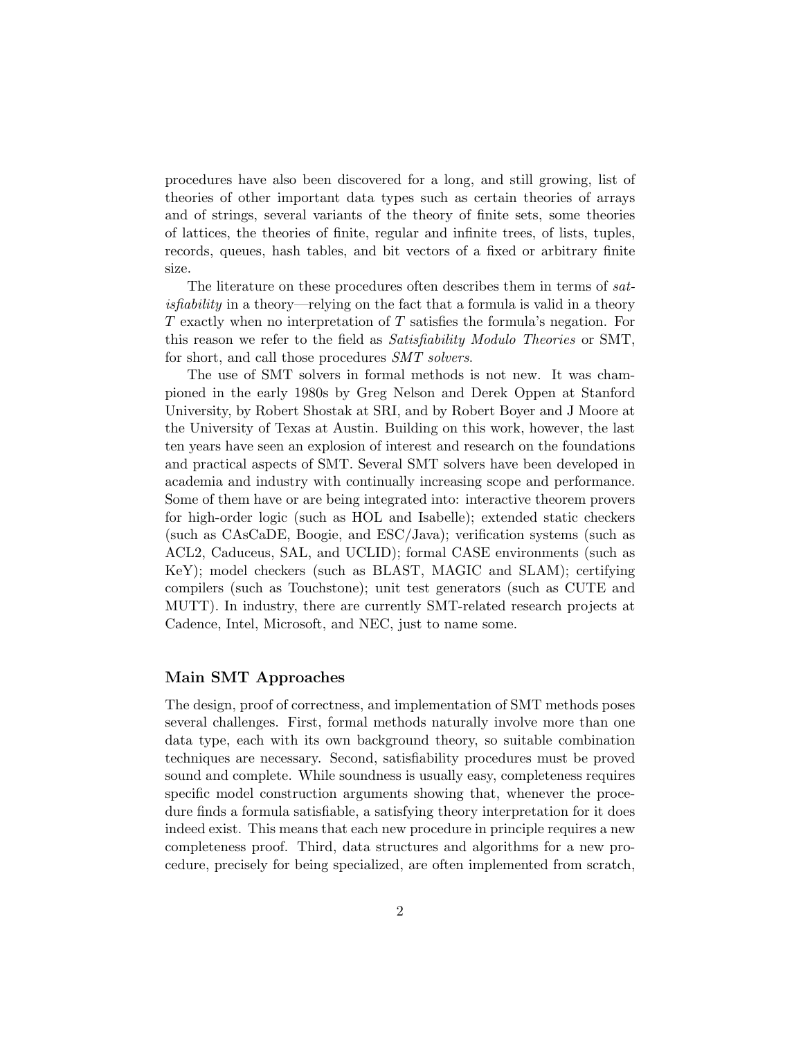procedures have also been discovered for a long, and still growing, list of theories of other important data types such as certain theories of arrays and of strings, several variants of the theory of finite sets, some theories of lattices, the theories of finite, regular and infinite trees, of lists, tuples, records, queues, hash tables, and bit vectors of a fixed or arbitrary finite size.

The literature on these procedures often describes them in terms of *satisfiability* in a theory—relying on the fact that a formula is valid in a theory $T$ exactly when no interpretation of $T$ satisfies the formula's negation. For this reason we refer to the field as *Satisfiability Modulo Theories* or SMT, for short, and call those procedures *SMT solvers*.

The use of SMT solvers in formal methods is not new. It was championed in the early 1980s by Greg Nelson and Derek Oppen at Stanford University, by Robert Shostak at SRI, and by Robert Boyer and J Moore at the University of Texas at Austin. Building on this work, however, the last ten years have seen an explosion of interest and research on the foundations and practical aspects of SMT. Several SMT solvers have been developed in academia and industry with continually increasing scope and performance. Some of them have or are being integrated into: interactive theorem provers for high-order logic (such as HOL and Isabelle); extended static checkers (such as CAsCaDE, Boogie, and ESC/Java); verification systems (such as ACL2, Caduceus, SAL, and UCLID); formal CASE environments (such as KeY); model checkers (such as BLAST, MAGIC and SLAM); certifying compilers (such as Touchstone); unit test generators (such as CUTE and MUTT). In industry, there are currently SMT-related research projects at Cadence, Intel, Microsoft, and NEC, just to name some.

### Main SMT Approaches

The design, proof of correctness, and implementation of SMT methods poses several challenges. First, formal methods naturally involve more than one data type, each with its own background theory, so suitable combination techniques are necessary. Second, satisfiability procedures must be proved sound and complete. While soundness is usually easy, completeness requires specific model construction arguments showing that, whenever the procedure finds a formula satisfiable, a satisfying theory interpretation for it does indeed exist. This means that each new procedure in principle requires a new completeness proof. Third, data structures and algorithms for a new procedure, precisely for being specialized, are often implemented from scratch,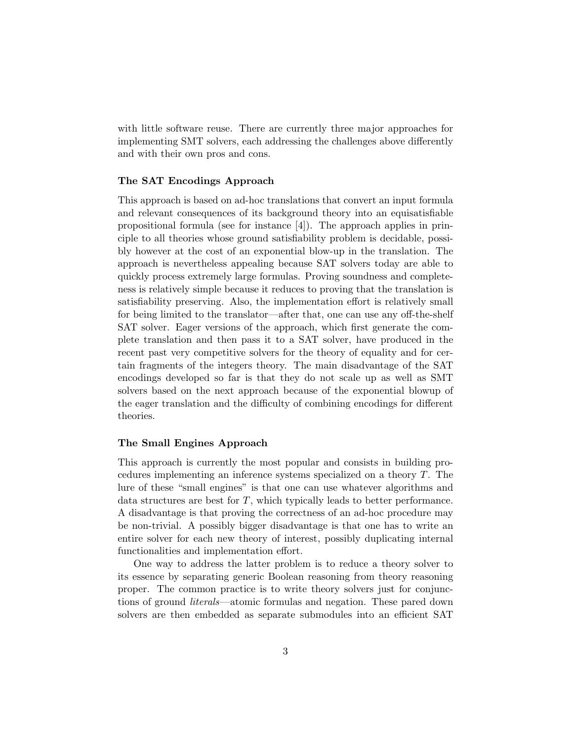with little software reuse. There are currently three major approaches for implementing SMT solvers, each addressing the challenges above differently and with their own pros and cons.

#### The SAT Encodings Approach

This approach is based on ad-hoc translations that convert an input formula and relevant consequences of its background theory into an equisatisfiable propositional formula (see for instance [4]). The approach applies in principle to all theories whose ground satisfiability problem is decidable, possibly however at the cost of an exponential blow-up in the translation. The approach is nevertheless appealing because SAT solvers today are able to quickly process extremely large formulas. Proving soundness and completeness is relatively simple because it reduces to proving that the translation is satisfiability preserving. Also, the implementation effort is relatively small for being limited to the translator—after that, one can use any off-the-shelf SAT solver. Eager versions of the approach, which first generate the complete translation and then pass it to a SAT solver, have produced in the recent past very competitive solvers for the theory of equality and for certain fragments of the integers theory. The main disadvantage of the SAT encodings developed so far is that they do not scale up as well as SMT solvers based on the next approach because of the exponential blowup of the eager translation and the difficulty of combining encodings for different theories.

#### The Small Engines Approach

This approach is currently the most popular and consists in building procedures implementing an inference systems specialized on a theory $T$. The lure of these "small engines" is that one can use whatever algorithms and data structures are best for $T$, which typically leads to better performance. A disadvantage is that proving the correctness of an ad-hoc procedure may be non-trivial. A possibly bigger disadvantage is that one has to write an entire solver for each new theory of interest, possibly duplicating internal functionalities and implementation effort.

One way to address the latter problem is to reduce a theory solver to its essence by separating generic Boolean reasoning from theory reasoning proper. The common practice is to write theory solvers just for conjunctions of ground *literals*—atomic formulas and negation. These pared down solvers are then embedded as separate submodules into an efficient SAT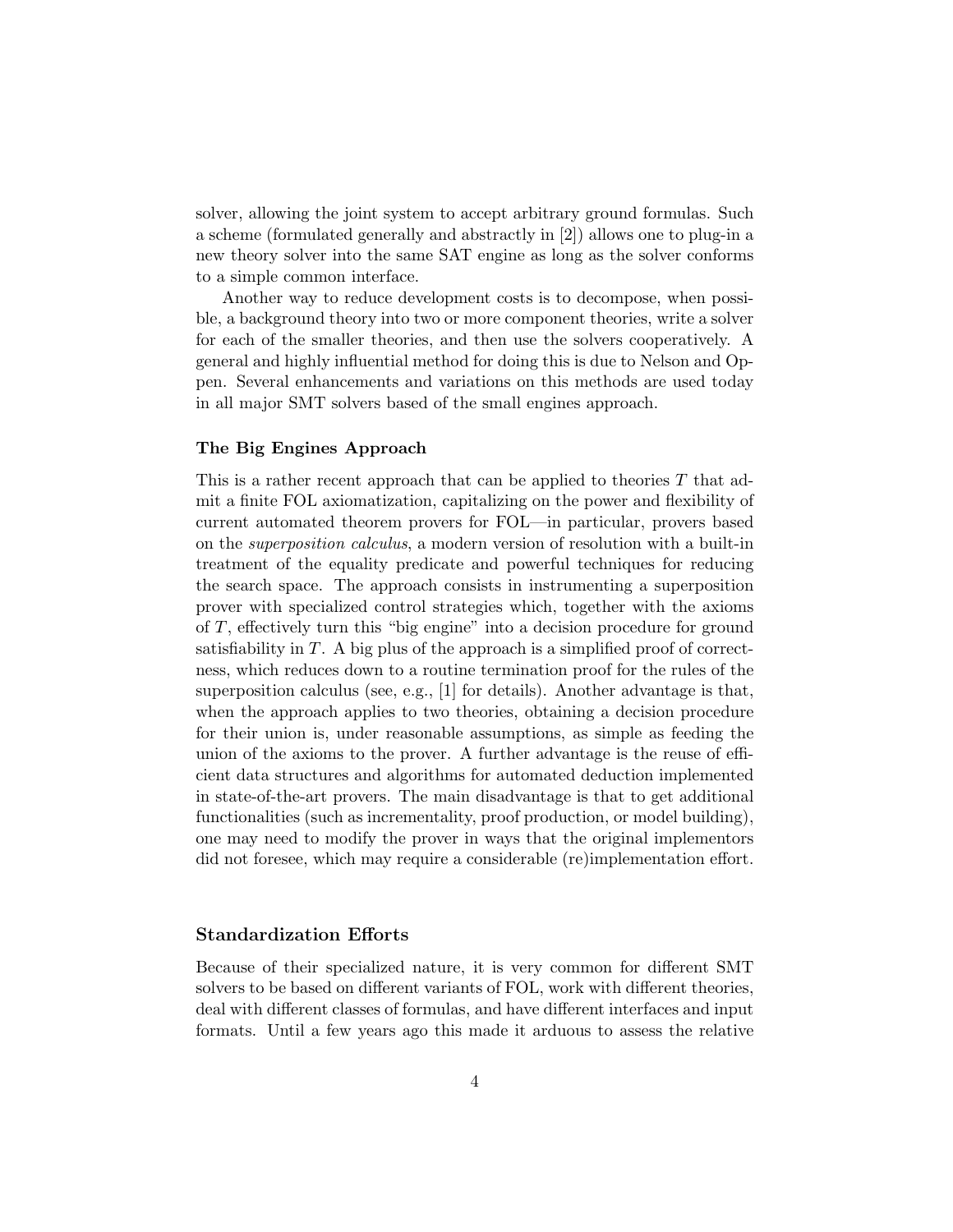solver, allowing the joint system to accept arbitrary ground formulas. Such a scheme (formulated generally and abstractly in [2]) allows one to plug-in a new theory solver into the same SAT engine as long as the solver conforms to a simple common interface.

Another way to reduce development costs is to decompose, when possible, a background theory into two or more component theories, write a solver for each of the smaller theories, and then use the solvers cooperatively. A general and highly influential method for doing this is due to Nelson and Oppen. Several enhancements and variations on this methods are used today in all major SMT solvers based of the small engines approach.

### The Big Engines Approach

This is a rather recent approach that can be applied to theories $T$ that admit a finite FOL axiomatization, capitalizing on the power and flexibility of current automated theorem provers for FOL—in particular, provers based on the *superposition calculus*, a modern version of resolution with a built-in treatment of the equality predicate and powerful techniques for reducing the search space. The approach consists in instrumenting a superposition prover with specialized control strategies which, together with the axioms of $T$, effectively turn this "big engine" into a decision procedure for ground satisfiability in $T$. A big plus of the approach is a simplified proof of correctness, which reduces down to a routine termination proof for the rules of the superposition calculus (see, e.g., [1] for details). Another advantage is that, when the approach applies to two theories, obtaining a decision procedure for their union is, under reasonable assumptions, as simple as feeding the union of the axioms to the prover. A further advantage is the reuse of efficient data structures and algorithms for automated deduction implemented in state-of-the-art provers. The main disadvantage is that to get additional functionalities (such as incrementality, proof production, or model building), one may need to modify the prover in ways that the original implementors did not foresee, which may require a considerable (re)implementation effort.

## Standardization Efforts

Because of their specialized nature, it is very common for different SMT solvers to be based on different variants of FOL, work with different theories, deal with different classes of formulas, and have different interfaces and input formats. Until a few years ago this made it arduous to assess the relative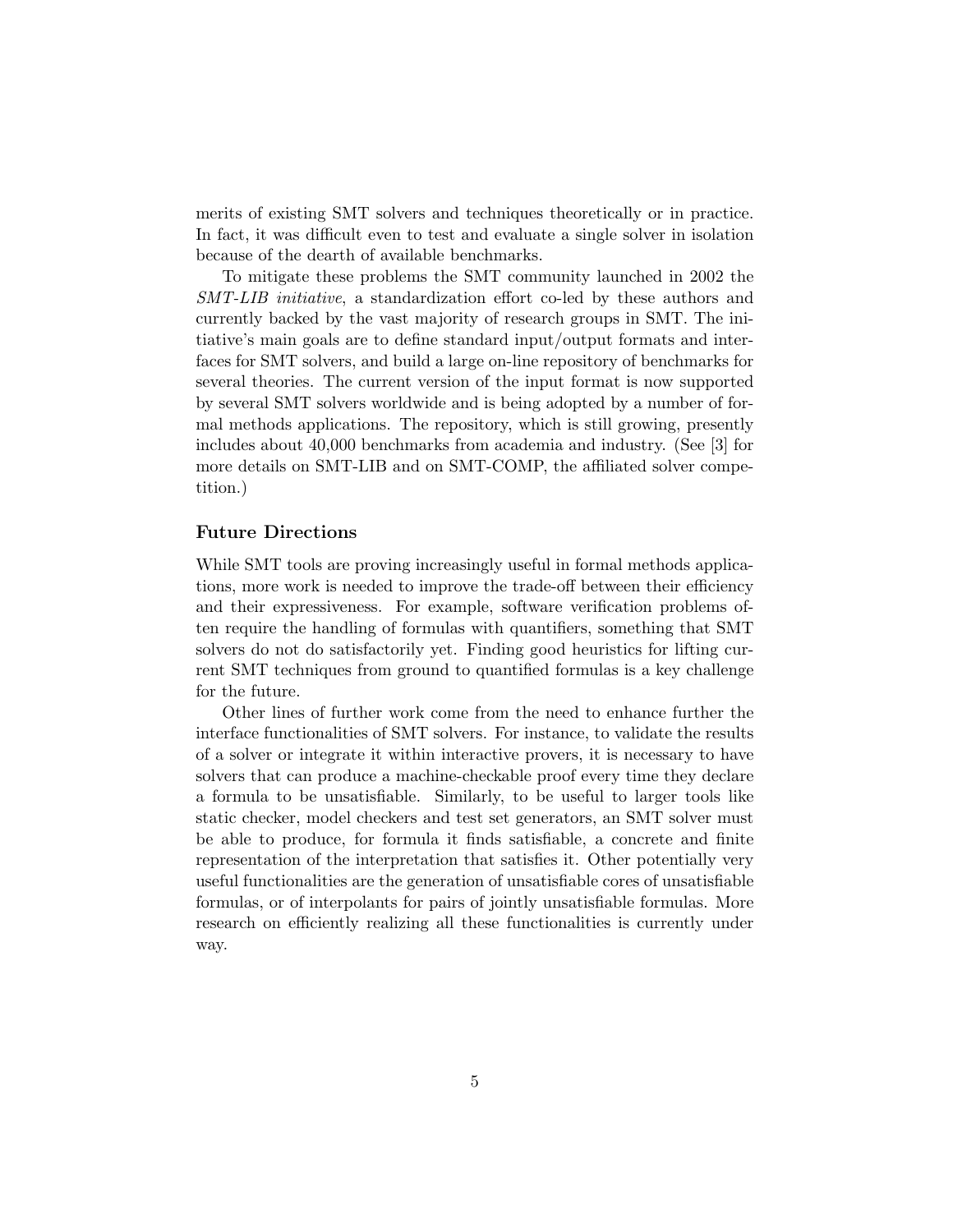merits of existing SMT solvers and techniques theoretically or in practice. In fact, it was difficult even to test and evaluate a single solver in isolation because of the dearth of available benchmarks.

To mitigate these problems the SMT community launched in 2002 the *SMT-LIB initiative*, a standardization effort co-led by these authors and currently backed by the vast majority of research groups in SMT. The initiative's main goals are to define standard input/output formats and interfaces for SMT solvers, and build a large on-line repository of benchmarks for several theories. The current version of the input format is now supported by several SMT solvers worldwide and is being adopted by a number of formal methods applications. The repository, which is still growing, presently includes about 40,000 benchmarks from academia and industry. (See [3] for more details on SMT-LIB and on SMT-COMP, the affiliated solver competition.)

### Future Directions

While SMT tools are proving increasingly useful in formal methods applications, more work is needed to improve the trade-off between their efficiency and their expressiveness. For example, software verification problems often require the handling of formulas with quantifiers, something that SMT solvers do not do satisfactorily yet. Finding good heuristics for lifting current SMT techniques from ground to quantified formulas is a key challenge for the future.

Other lines of further work come from the need to enhance further the interface functionalities of SMT solvers. For instance, to validate the results of a solver or integrate it within interactive provers, it is necessary to have solvers that can produce a machine-checkable proof every time they declare a formula to be unsatisfiable. Similarly, to be useful to larger tools like static checker, model checkers and test set generators, an SMT solver must be able to produce, for formula it finds satisfiable, a concrete and finite representation of the interpretation that satisfies it. Other potentially very useful functionalities are the generation of unsatisfiable cores of unsatisfiable formulas, or of interpolants for pairs of jointly unsatisfiable formulas. More research on efficiently realizing all these functionalities is currently under way.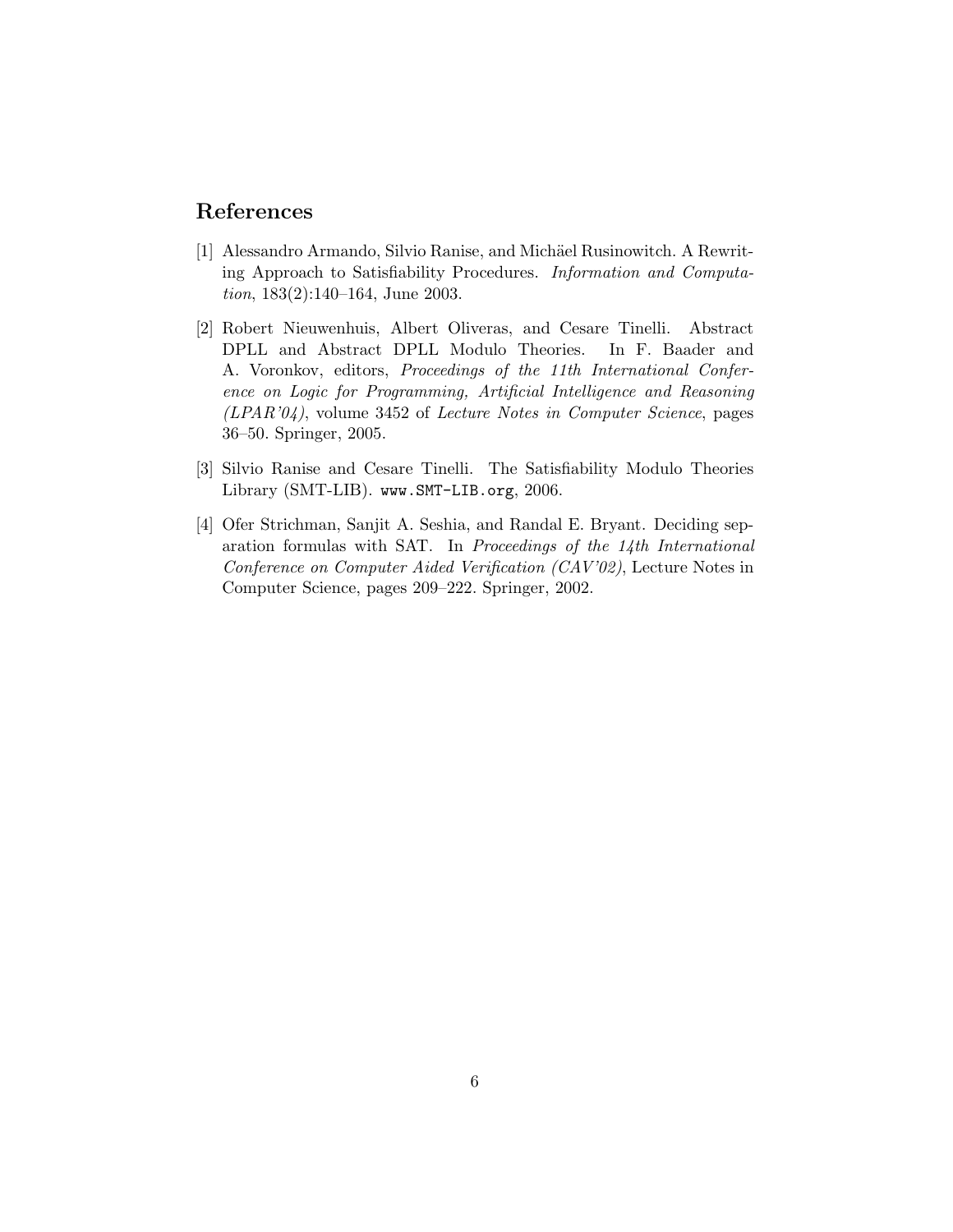## References

[1] Alessandro Armando, Silvio Ranise, and Michäel Rusinowitch. A Rewriting Approach to Satisfiability Procedures. *Information and Computation*, 183(2):140–164, June 2003.

[2] Robert Nieuwenhuis, Albert Oliveras, and Cesare Tinelli. Abstract DPLL and Abstract DPLL Modulo Theories. In F. Baader and A. Voronkov, editors, *Proceedings of the 11th International Conference on Logic for Programming, Artificial Intelligence and Reasoning (LPAR'04)*, volume 3452 of *Lecture Notes in Computer Science*, pages 36–50. Springer, 2005.

[3] Silvio Ranise and Cesare Tinelli. The Satisfiability Modulo Theories Library (SMT-LIB). `www.SMT-LIB.org`, 2006.

[4] Ofer Strichman, Sanjit A. Seshia, and Randal E. Bryant. Deciding separation formulas with SAT. In *Proceedings of the 14th International Conference on Computer Aided Verification (CAV'02)*, Lecture Notes in Computer Science, pages 209–222. Springer, 2002.